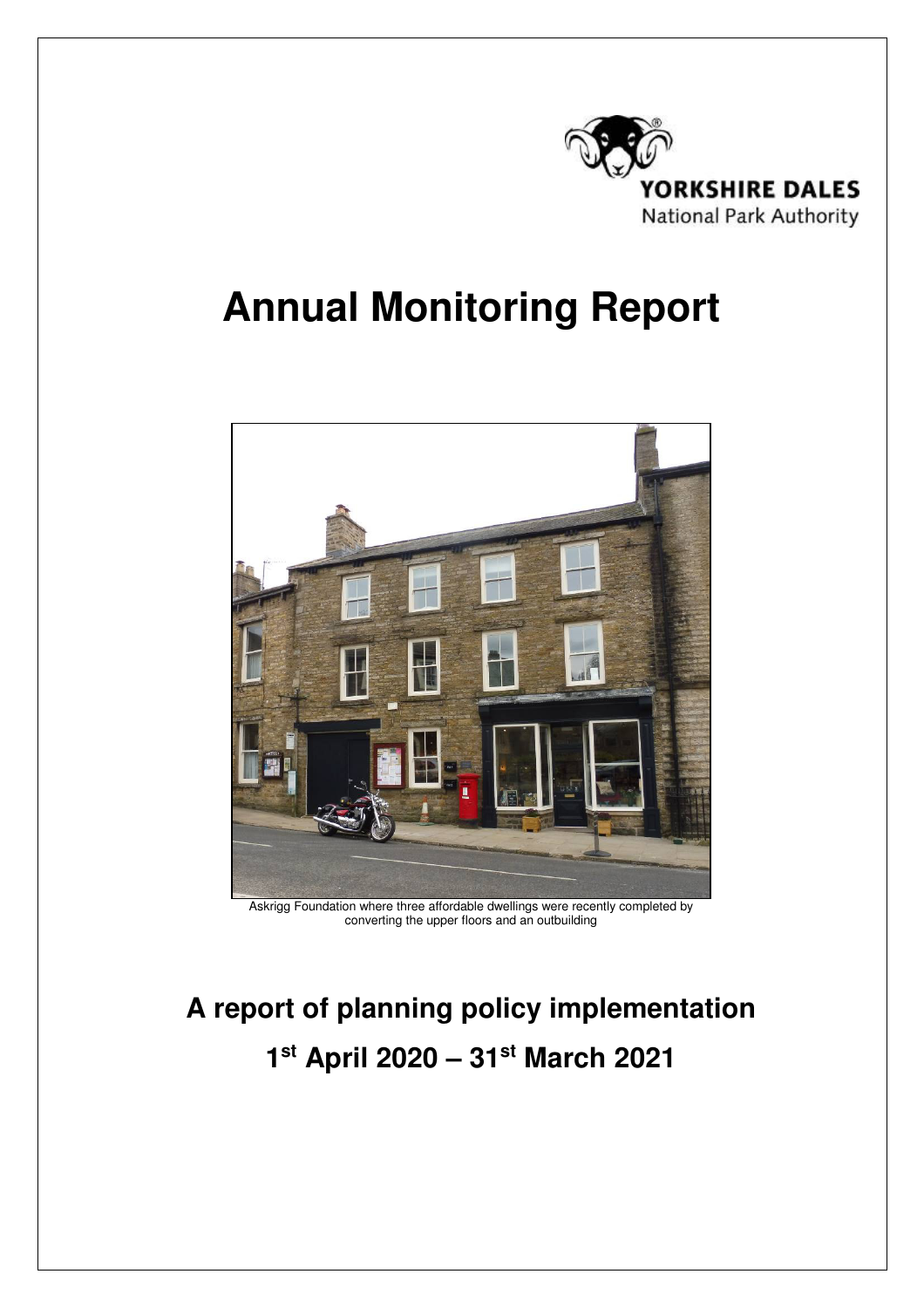YORKSHIRE DALES
National Park Authority

# Annual Monitoring Report

Askrigg Foundation where three affordable dwellings were recently completed by converting the upper floors and an outbuilding

## A report of planning policy implementation

## 1st April 2020 – 31st March 2021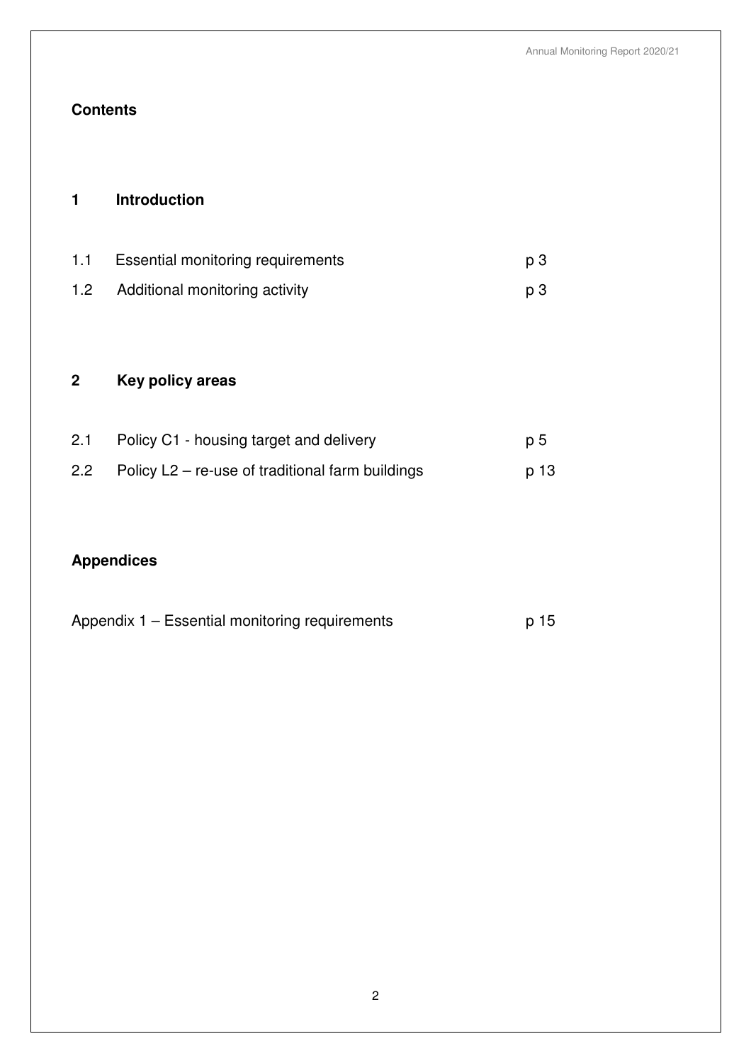## Contents

### 1 Introduction

| | | |
|---|---|---|
| 1.1 | Essential monitoring requirements | p 3 |
| 1.2 | Additional monitoring activity | p 3 |

### 2 Key policy areas

| | | |
|---|---|---|
| 2.1 | Policy C1 - housing target and delivery | p 5 |
| 2.2 | Policy L2 – re-use of traditional farm buildings | p 13 |

### Appendices

Appendix 1 – Essential monitoring requirements p 15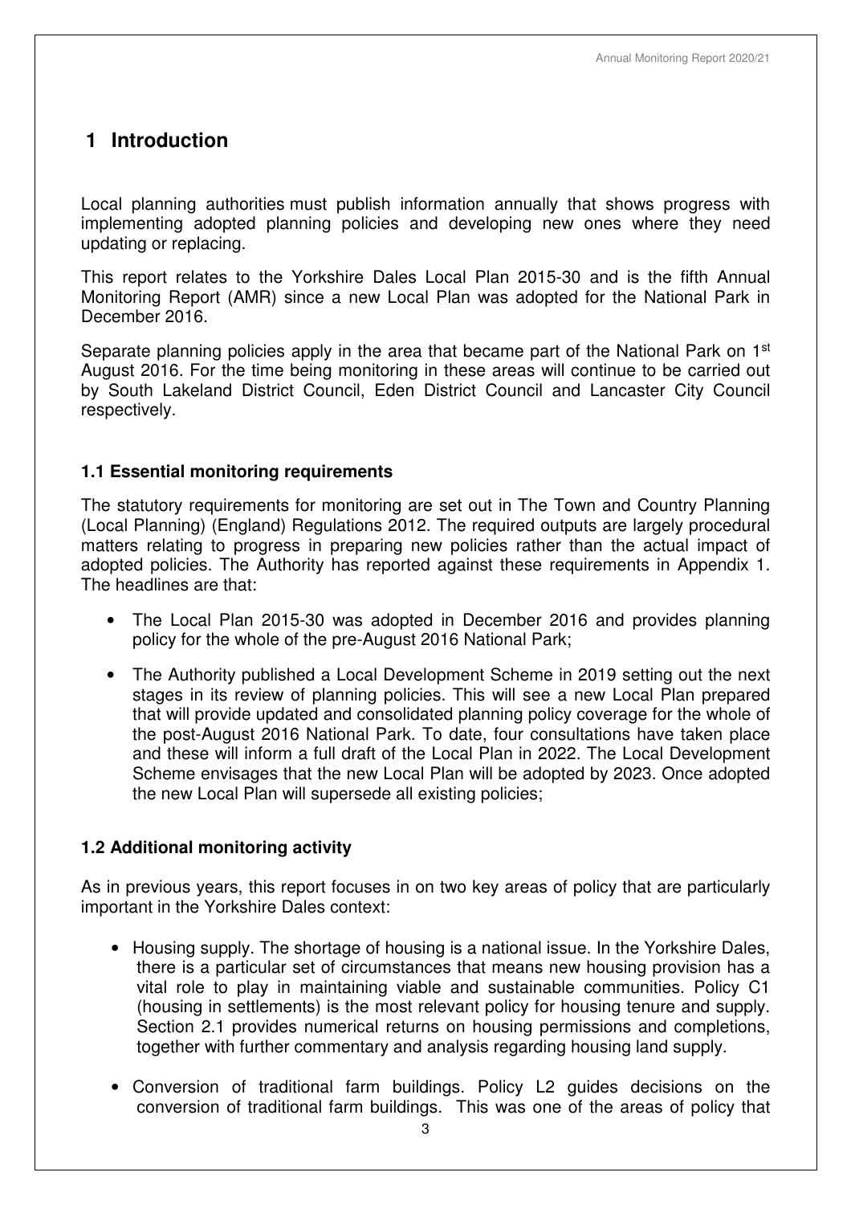# 1 Introduction

Local planning authorities must publish information annually that shows progress with implementing adopted planning policies and developing new ones where they need updating or replacing.

This report relates to the Yorkshire Dales Local Plan 2015-30 and is the fifth Annual Monitoring Report (AMR) since a new Local Plan was adopted for the National Park in December 2016.

Separate planning policies apply in the area that became part of the National Park on 1st August 2016. For the time being monitoring in these areas will continue to be carried out by South Lakeland District Council, Eden District Council and Lancaster City Council respectively.

### 1.1 Essential monitoring requirements

The statutory requirements for monitoring are set out in The Town and Country Planning (Local Planning) (England) Regulations 2012. The required outputs are largely procedural matters relating to progress in preparing new policies rather than the actual impact of adopted policies. The Authority has reported against these requirements in Appendix 1. The headlines are that:

- The Local Plan 2015-30 was adopted in December 2016 and provides planning policy for the whole of the pre-August 2016 National Park;
- The Authority published a Local Development Scheme in 2019 setting out the next stages in its review of planning policies. This will see a new Local Plan prepared that will provide updated and consolidated planning policy coverage for the whole of the post-August 2016 National Park. To date, four consultations have taken place and these will inform a full draft of the Local Plan in 2022. The Local Development Scheme envisages that the new Local Plan will be adopted by 2023. Once adopted the new Local Plan will supersede all existing policies;

### 1.2 Additional monitoring activity

As in previous years, this report focuses in on two key areas of policy that are particularly important in the Yorkshire Dales context:

- Housing supply. The shortage of housing is a national issue. In the Yorkshire Dales, there is a particular set of circumstances that means new housing provision has a vital role to play in maintaining viable and sustainable communities. Policy C1 (housing in settlements) is the most relevant policy for housing tenure and supply. Section 2.1 provides numerical returns on housing permissions and completions, together with further commentary and analysis regarding housing land supply.
- Conversion of traditional farm buildings. Policy L2 guides decisions on the conversion of traditional farm buildings. This was one of the areas of policy that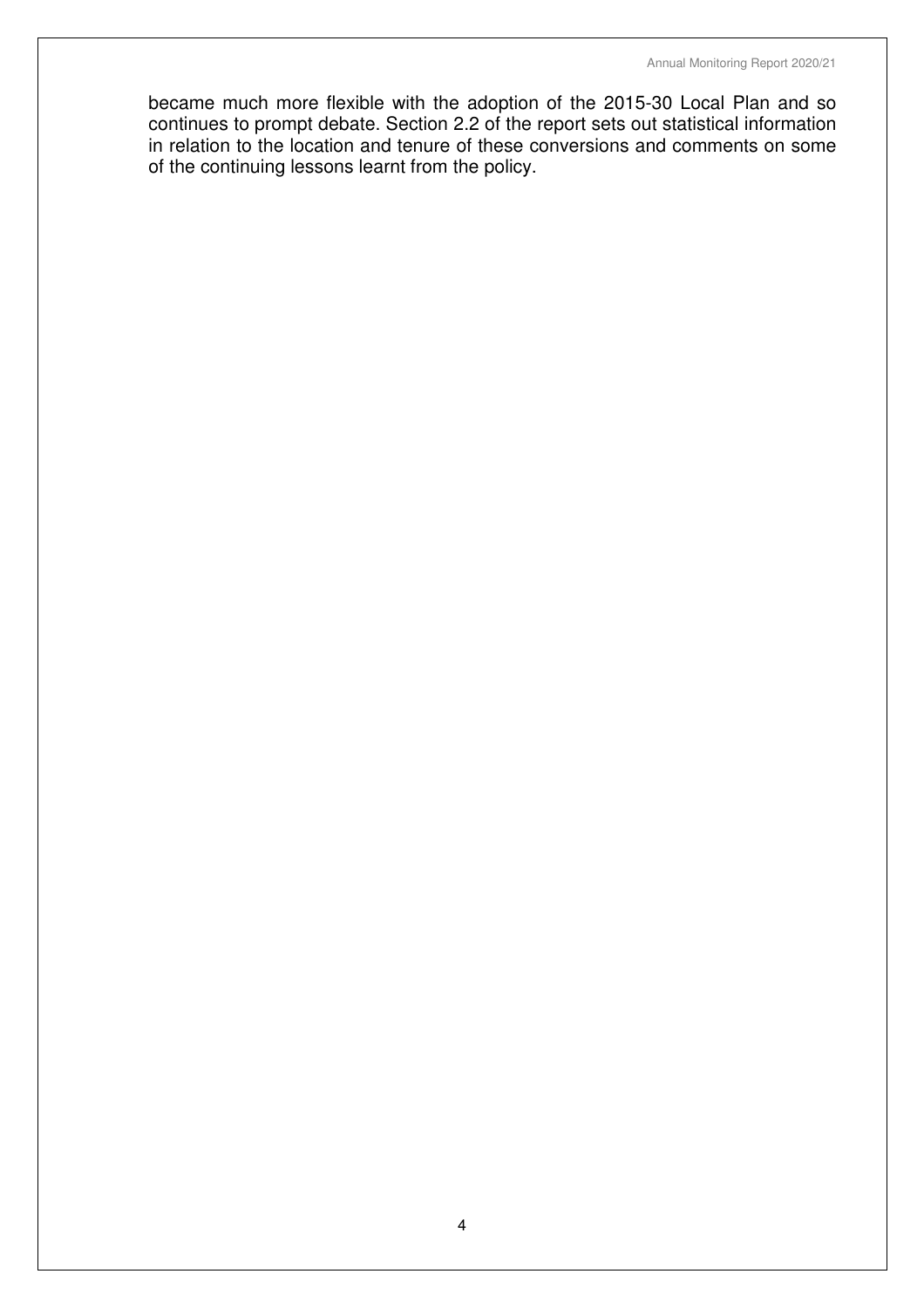became much more flexible with the adoption of the 2015-30 Local Plan and so continues to prompt debate. Section 2.2 of the report sets out statistical information in relation to the location and tenure of these conversions and comments on some of the continuing lessons learnt from the policy.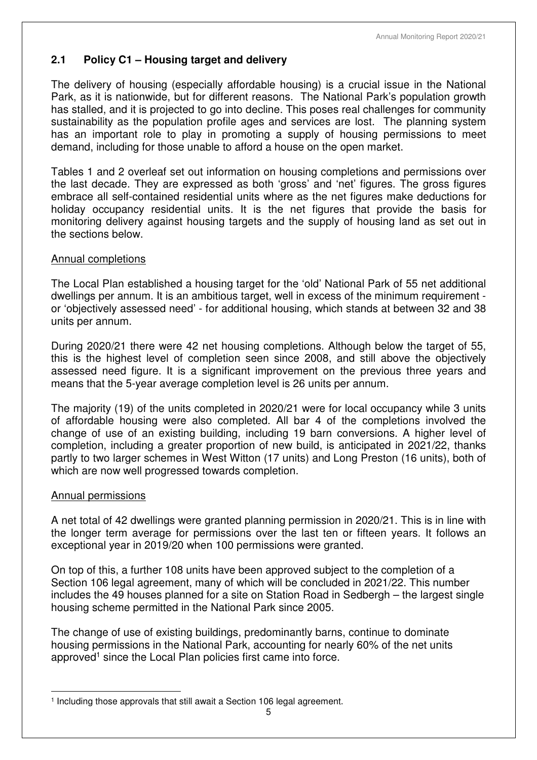## 2.1 Policy C1 – Housing target and delivery

The delivery of housing (especially affordable housing) is a crucial issue in the National Park, as it is nationwide, but for different reasons. The National Park's population growth has stalled, and it is projected to go into decline. This poses real challenges for community sustainability as the population profile ages and services are lost. The planning system has an important role to play in promoting a supply of housing permissions to meet demand, including for those unable to afford a house on the open market.

Tables 1 and 2 overleaf set out information on housing completions and permissions over the last decade. They are expressed as both 'gross' and 'net' figures. The gross figures embrace all self-contained residential units where as the net figures make deductions for holiday occupancy residential units. It is the net figures that provide the basis for monitoring delivery against housing targets and the supply of housing land as set out in the sections below.

### Annual completions

The Local Plan established a housing target for the 'old' National Park of 55 net additional dwellings per annum. It is an ambitious target, well in excess of the minimum requirement - or 'objectively assessed need' - for additional housing, which stands at between 32 and 38 units per annum.

During 2020/21 there were 42 net housing completions. Although below the target of 55, this is the highest level of completion seen since 2008, and still above the objectively assessed need figure. It is a significant improvement on the previous three years and means that the 5-year average completion level is 26 units per annum.

The majority (19) of the units completed in 2020/21 were for local occupancy while 3 units of affordable housing were also completed. All bar 4 of the completions involved the change of use of an existing building, including 19 barn conversions. A higher level of completion, including a greater proportion of new build, is anticipated in 2021/22, thanks partly to two larger schemes in West Witton (17 units) and Long Preston (16 units), both of which are now well progressed towards completion.

### Annual permissions

A net total of 42 dwellings were granted planning permission in 2020/21. This is in line with the longer term average for permissions over the last ten or fifteen years. It follows an exceptional year in 2019/20 when 100 permissions were granted.

On top of this, a further 108 units have been approved subject to the completion of a Section 106 legal agreement, many of which will be concluded in 2021/22. This number includes the 49 houses planned for a site on Station Road in Sedbergh – the largest single housing scheme permitted in the National Park since 2005.

The change of use of existing buildings, predominantly barns, continue to dominate housing permissions in the National Park, accounting for nearly 60% of the net units approved[1] since the Local Plan policies first came into force.

[1] Including those approvals that still await a Section 106 legal agreement.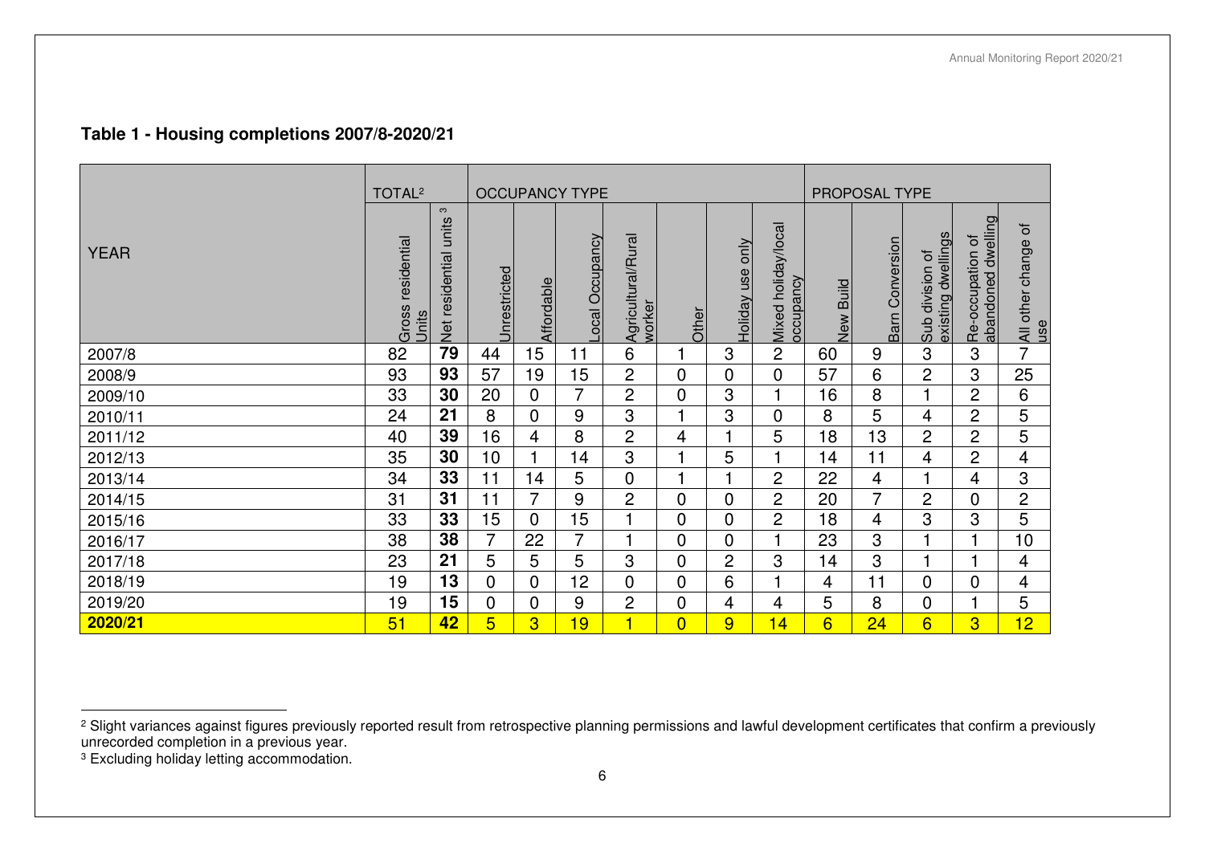## Table 1 - Housing completions 2007/8-2020/21

| YEAR | TOTAL[2] | | OCCUPANCY TYPE | | | | | | | PROPOSAL TYPE | | | | |
|---|---|---|---|---|---|---|---|---|---|---|---|---|---|---|
| | Gross residential Units | Net residential units [3] | Unrestricted | Affordable | Local Occupancy | Agricultural/Rural worker | Other | Holiday use only | Mixed holiday/local occupancy | New Build | Barn Conversion | Sub division of existing dwellings | Re-occupation of abandoned dwelling | All other change of use |
| 2007/8 | 82 | **79** | 44 | 15 | 11 | 6 | 1 | 3 | 2 | 60 | 9 | 3 | 3 | 7 |
| 2008/9 | 93 | **93** | 57 | 19 | 15 | 2 | 0 | 0 | 0 | 57 | 6 | 2 | 3 | 25 |
| 2009/10 | 33 | **30** | 20 | 0 | 7 | 2 | 0 | 3 | 1 | 16 | 8 | 1 | 2 | 6 |
| 2010/11 | 24 | **21** | 8 | 0 | 9 | 3 | 1 | 3 | 0 | 8 | 5 | 4 | 2 | 5 |
| 2011/12 | 40 | **39** | 16 | 4 | 8 | 2 | 4 | 1 | 5 | 18 | 13 | 2 | 2 | 5 |
| 2012/13 | 35 | **30** | 10 | 1 | 14 | 3 | 1 | 5 | 1 | 14 | 11 | 4 | 2 | 4 |
| 2013/14 | 34 | **33** | 11 | 14 | 5 | 0 | 1 | 1 | 2 | 22 | 4 | 1 | 4 | 3 |
| 2014/15 | 31 | **31** | 11 | 7 | 9 | 2 | 0 | 0 | 2 | 20 | 7 | 2 | 0 | 2 |
| 2015/16 | 33 | **33** | 15 | 0 | 15 | 1 | 0 | 0 | 2 | 18 | 4 | 3 | 3 | 5 |
| 2016/17 | 38 | **38** | 7 | 22 | 7 | 1 | 0 | 0 | 1 | 23 | 3 | 1 | 1 | 10 |
| 2017/18 | 23 | **21** | 5 | 5 | 5 | 3 | 0 | 2 | 3 | 14 | 3 | 1 | 1 | 4 |
| 2018/19 | 19 | **13** | 0 | 0 | 12 | 0 | 0 | 6 | 1 | 4 | 11 | 0 | 0 | 4 |
| 2019/20 | 19 | **15** | 0 | 0 | 9 | 2 | 0 | 4 | 4 | 5 | 8 | 0 | 1 | 5 |
| **2020/21** | 51 | **42** | 5 | 3 | 19 | 1 | 0 | 9 | 14 | 6 | 24 | 6 | 3 | 12 |

[2] Slight variances against figures previously reported result from retrospective planning permissions and lawful development certificates that confirm a previously unrecorded completion in a previous year.

[3] Excluding holiday letting accommodation.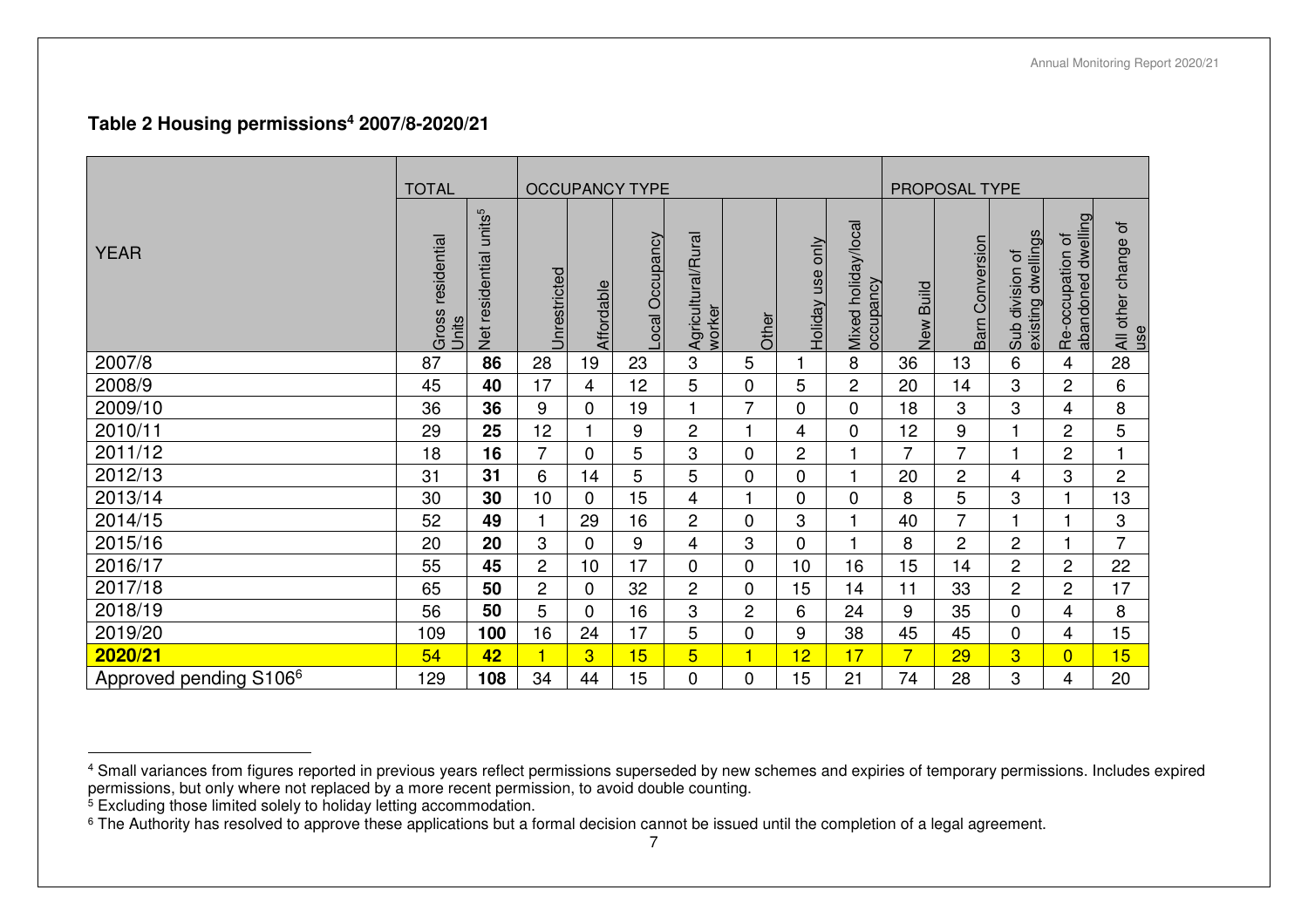## Table 2 Housing permissions[4] 2007/8-2020/21

| YEAR | TOTAL | | OCCUPANCY TYPE | | | | | | | PROPOSAL TYPE | | | | |
|---|---|---|---|---|---|---|---|---|---|---|---|---|---|---|
| | Gross residential Units | Net residential units[5] | Unrestricted | Affordable | Local Occupancy | Agricultural/Rural worker | Other | Holiday use only | Mixed holiday/local occupancy | New Build | Barn Conversion | Sub division of existing dwellings | Re-occupation of abandoned dwelling | All other change of use |
| 2007/8 | 87 | **86** | 28 | 19 | 23 | 3 | 5 | 1 | 8 | 36 | 13 | 6 | 4 | 28 |
| 2008/9 | 45 | **40** | 17 | 4 | 12 | 5 | 0 | 5 | 2 | 20 | 14 | 3 | 2 | 6 |
| 2009/10 | 36 | **36** | 9 | 0 | 19 | 1 | 7 | 0 | 0 | 18 | 3 | 3 | 4 | 8 |
| 2010/11 | 29 | **25** | 12 | 1 | 9 | 2 | 1 | 4 | 0 | 12 | 9 | 1 | 2 | 5 |
| 2011/12 | 18 | **16** | 7 | 0 | 5 | 3 | 0 | 2 | 1 | 7 | 7 | 1 | 2 | 1 |
| 2012/13 | 31 | **31** | 6 | 14 | 5 | 5 | 0 | 0 | 1 | 20 | 2 | 4 | 3 | 2 |
| 2013/14 | 30 | **30** | 10 | 0 | 15 | 4 | 1 | 0 | 0 | 8 | 5 | 3 | 1 | 13 |
| 2014/15 | 52 | **49** | 1 | 29 | 16 | 2 | 0 | 3 | 1 | 40 | 7 | 1 | 1 | 3 |
| 2015/16 | 20 | **20** | 3 | 0 | 9 | 4 | 3 | 0 | 1 | 8 | 2 | 2 | 1 | 7 |
| 2016/17 | 55 | **45** | 2 | 10 | 17 | 0 | 0 | 10 | 16 | 15 | 14 | 2 | 2 | 22 |
| 2017/18 | 65 | **50** | 2 | 0 | 32 | 2 | 0 | 15 | 14 | 11 | 33 | 2 | 2 | 17 |
| 2018/19 | 56 | **50** | 5 | 0 | 16 | 3 | 2 | 6 | 24 | 9 | 35 | 0 | 4 | 8 |
| 2019/20 | 109 | **100** | 16 | 24 | 17 | 5 | 0 | 9 | 38 | 45 | 45 | 0 | 4 | 15 |
| **2020/21** | 54 | **42** | 1 | 3 | 15 | 5 | 1 | 12 | 17 | 7 | 29 | 3 | 0 | 15 |
| Approved pending S106[6] | 129 | **108** | 34 | 44 | 15 | 0 | 0 | 15 | 21 | 74 | 28 | 3 | 4 | 20 |

[4] Small variances from figures reported in previous years reflect permissions superseded by new schemes and expiries of temporary permissions. Includes expired permissions, but only where not replaced by a more recent permission, to avoid double counting.

[5] Excluding those limited solely to holiday letting accommodation.

[6] The Authority has resolved to approve these applications but a formal decision cannot be issued until the completion of a legal agreement.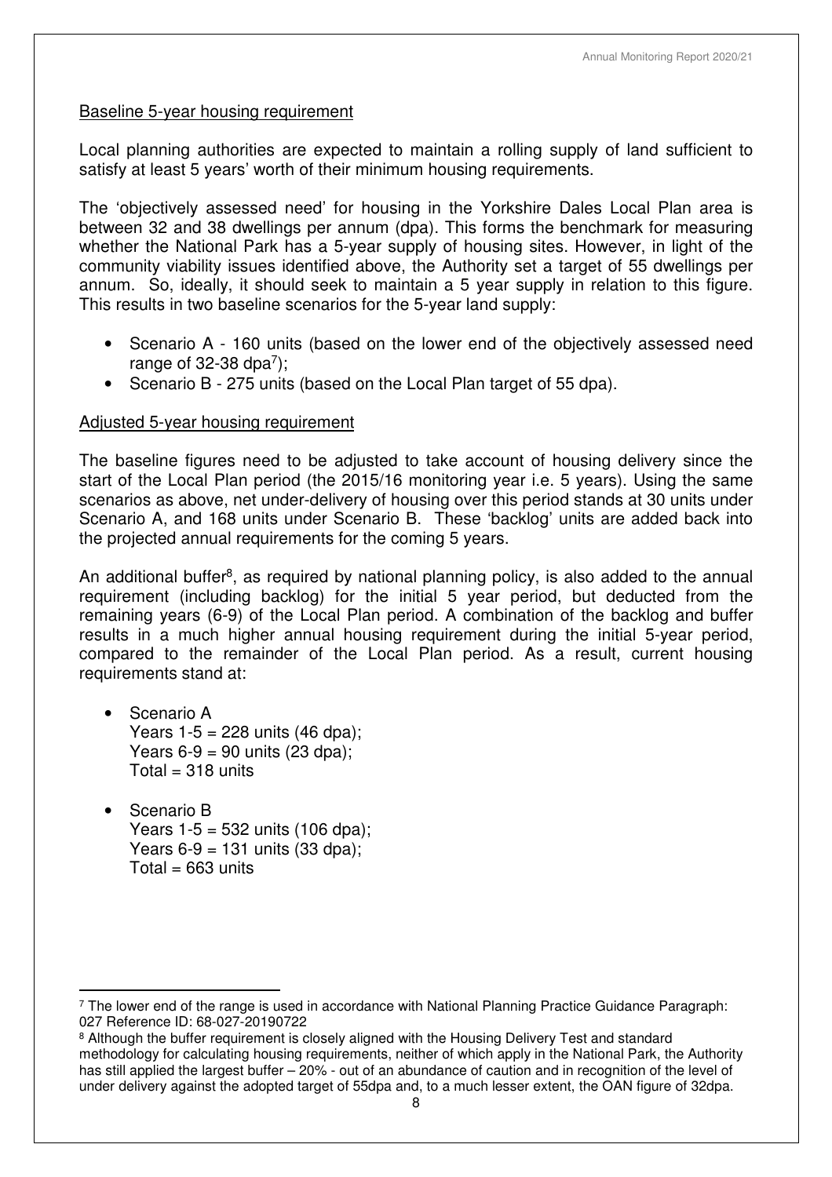Baseline 5-year housing requirement

Local planning authorities are expected to maintain a rolling supply of land sufficient to satisfy at least 5 years' worth of their minimum housing requirements.

The 'objectively assessed need' for housing in the Yorkshire Dales Local Plan area is between 32 and 38 dwellings per annum (dpa). This forms the benchmark for measuring whether the National Park has a 5-year supply of housing sites. However, in light of the community viability issues identified above, the Authority set a target of 55 dwellings per annum. So, ideally, it should seek to maintain a 5 year supply in relation to this figure. This results in two baseline scenarios for the 5-year land supply:

- Scenario A - 160 units (based on the lower end of the objectively assessed need range of 32-38 dpa[7]);
- Scenario B - 275 units (based on the Local Plan target of 55 dpa).

Adjusted 5-year housing requirement

The baseline figures need to be adjusted to take account of housing delivery since the start of the Local Plan period (the 2015/16 monitoring year i.e. 5 years). Using the same scenarios as above, net under-delivery of housing over this period stands at 30 units under Scenario A, and 168 units under Scenario B. These 'backlog' units are added back into the projected annual requirements for the coming 5 years.

An additional buffer[8], as required by national planning policy, is also added to the annual requirement (including backlog) for the initial 5 year period, but deducted from the remaining years (6-9) of the Local Plan period. A combination of the backlog and buffer results in a much higher annual housing requirement during the initial 5-year period, compared to the remainder of the Local Plan period. As a result, current housing requirements stand at:

- Scenario A
  Years 1-5 = 228 units (46 dpa);
  Years 6-9 = 90 units (23 dpa);
  Total = 318 units

- Scenario B
  Years 1-5 = 532 units (106 dpa);
  Years 6-9 = 131 units (33 dpa);
  Total = 663 units

---

[7] The lower end of the range is used in accordance with National Planning Practice Guidance Paragraph: 027 Reference ID: 68-027-20190722

[8] Although the buffer requirement is closely aligned with the Housing Delivery Test and standard methodology for calculating housing requirements, neither of which apply in the National Park, the Authority has still applied the largest buffer – 20% - out of an abundance of caution and in recognition of the level of under delivery against the adopted target of 55dpa and, to a much lesser extent, the OAN figure of 32dpa.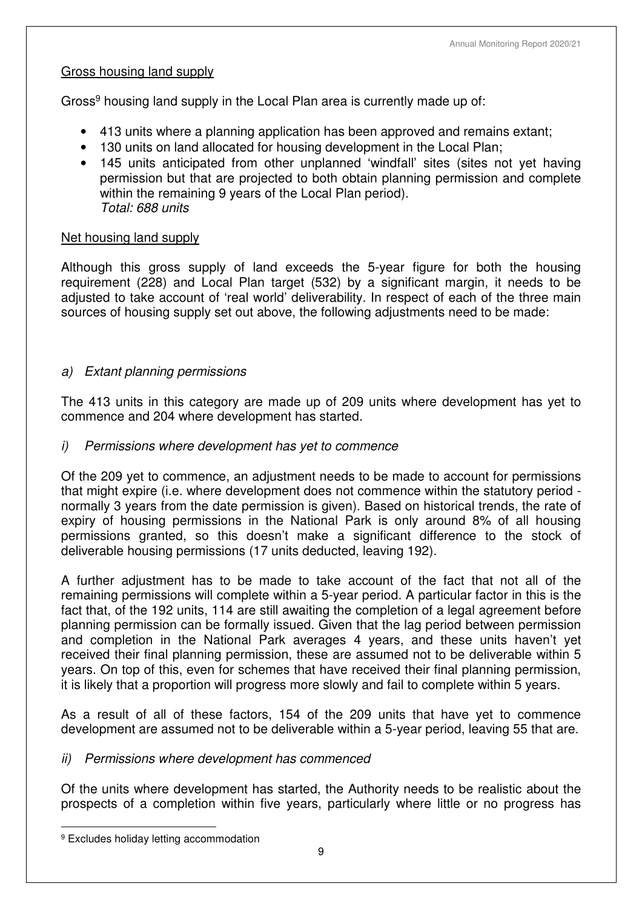## Gross housing land supply

Gross[9] housing land supply in the Local Plan area is currently made up of:

- 413 units where a planning application has been approved and remains extant;
- 130 units on land allocated for housing development in the Local Plan;
- 145 units anticipated from other unplanned 'windfall' sites (sites not yet having permission but that are projected to both obtain planning permission and complete within the remaining 9 years of the Local Plan period).
  *Total: 688 units*

## Net housing land supply

Although this gross supply of land exceeds the 5-year figure for both the housing requirement (228) and Local Plan target (532) by a significant margin, it needs to be adjusted to take account of 'real world' deliverability. In respect of each of the three main sources of housing supply set out above, the following adjustments need to be made:

### *a) Extant planning permissions*

The 413 units in this category are made up of 209 units where development has yet to commence and 204 where development has started.

#### *i) Permissions where development has yet to commence*

Of the 209 yet to commence, an adjustment needs to be made to account for permissions that might expire (i.e. where development does not commence within the statutory period - normally 3 years from the date permission is given). Based on historical trends, the rate of expiry of housing permissions in the National Park is only around 8% of all housing permissions granted, so this doesn't make a significant difference to the stock of deliverable housing permissions (17 units deducted, leaving 192).

A further adjustment has to be made to take account of the fact that not all of the remaining permissions will complete within a 5-year period. A particular factor in this is the fact that, of the 192 units, 114 are still awaiting the completion of a legal agreement before planning permission can be formally issued. Given that the lag period between permission and completion in the National Park averages 4 years, and these units haven't yet received their final planning permission, these are assumed not to be deliverable within 5 years. On top of this, even for schemes that have received their final planning permission, it is likely that a proportion will progress more slowly and fail to complete within 5 years.

As a result of all of these factors, 154 of the 209 units that have yet to commence development are assumed not to be deliverable within a 5-year period, leaving 55 that are.

#### *ii) Permissions where development has commenced*

Of the units where development has started, the Authority needs to be realistic about the prospects of a completion within five years, particularly where little or no progress has

[9] Excludes holiday letting accommodation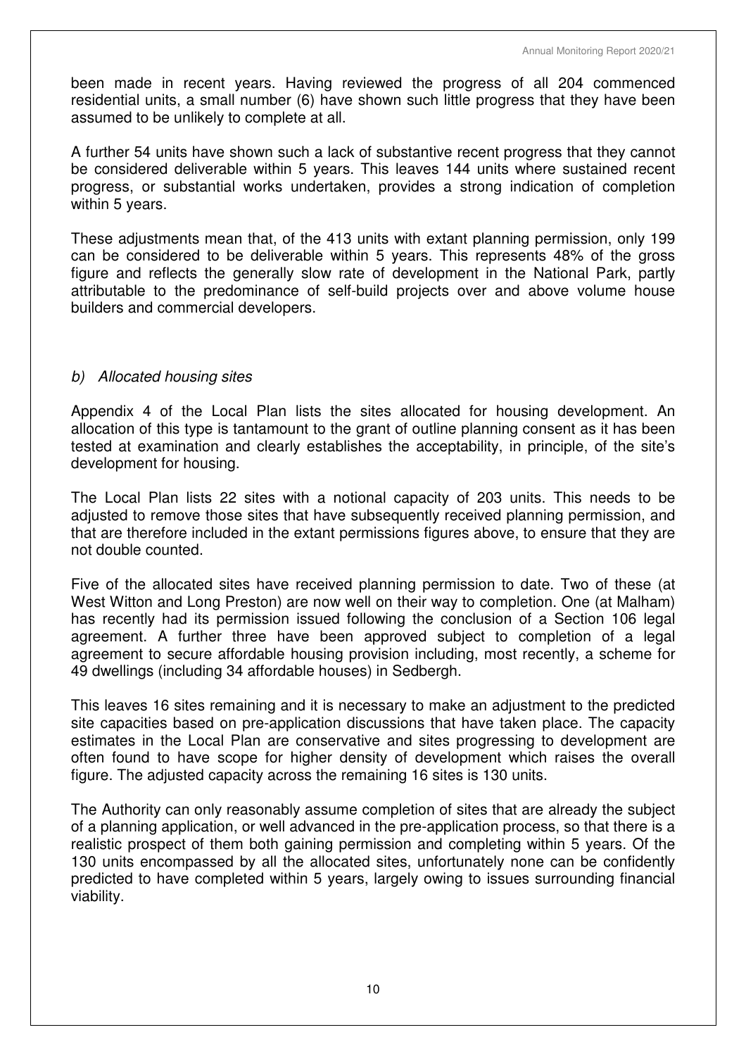been made in recent years. Having reviewed the progress of all 204 commenced residential units, a small number (6) have shown such little progress that they have been assumed to be unlikely to complete at all.

A further 54 units have shown such a lack of substantive recent progress that they cannot be considered deliverable within 5 years. This leaves 144 units where sustained recent progress, or substantial works undertaken, provides a strong indication of completion within 5 years.

These adjustments mean that, of the 413 units with extant planning permission, only 199 can be considered to be deliverable within 5 years. This represents 48% of the gross figure and reflects the generally slow rate of development in the National Park, partly attributable to the predominance of self-build projects over and above volume house builders and commercial developers.

*b) Allocated housing sites*

Appendix 4 of the Local Plan lists the sites allocated for housing development. An allocation of this type is tantamount to the grant of outline planning consent as it has been tested at examination and clearly establishes the acceptability, in principle, of the site's development for housing.

The Local Plan lists 22 sites with a notional capacity of 203 units. This needs to be adjusted to remove those sites that have subsequently received planning permission, and that are therefore included in the extant permissions figures above, to ensure that they are not double counted.

Five of the allocated sites have received planning permission to date. Two of these (at West Witton and Long Preston) are now well on their way to completion. One (at Malham) has recently had its permission issued following the conclusion of a Section 106 legal agreement. A further three have been approved subject to completion of a legal agreement to secure affordable housing provision including, most recently, a scheme for 49 dwellings (including 34 affordable houses) in Sedbergh.

This leaves 16 sites remaining and it is necessary to make an adjustment to the predicted site capacities based on pre-application discussions that have taken place. The capacity estimates in the Local Plan are conservative and sites progressing to development are often found to have scope for higher density of development which raises the overall figure. The adjusted capacity across the remaining 16 sites is 130 units.

The Authority can only reasonably assume completion of sites that are already the subject of a planning application, or well advanced in the pre-application process, so that there is a realistic prospect of them both gaining permission and completing within 5 years. Of the 130 units encompassed by all the allocated sites, unfortunately none can be confidently predicted to have completed within 5 years, largely owing to issues surrounding financial viability.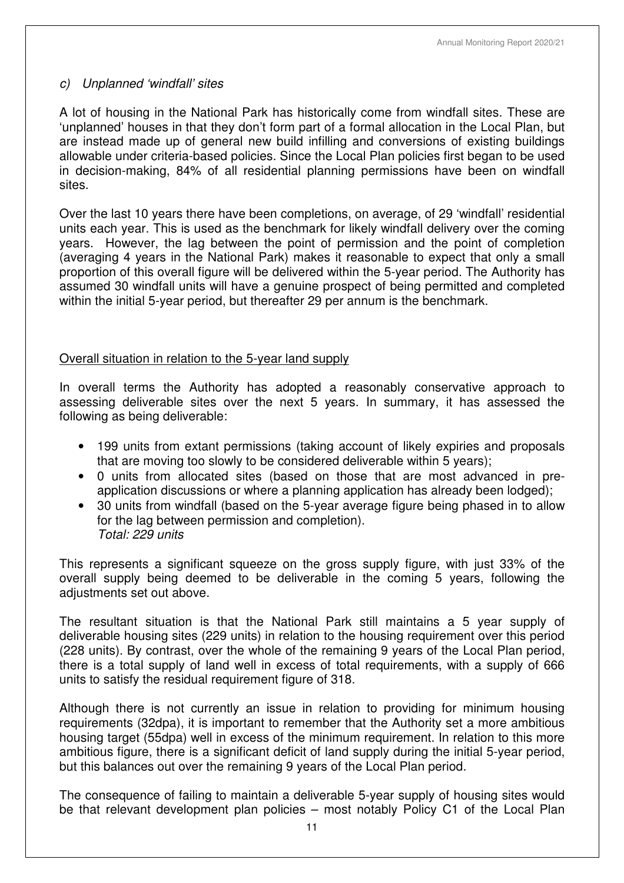### *c) Unplanned 'windfall' sites*

A lot of housing in the National Park has historically come from windfall sites. These are 'unplanned' houses in that they don't form part of a formal allocation in the Local Plan, but are instead made up of general new build infilling and conversions of existing buildings allowable under criteria-based policies. Since the Local Plan policies first began to be used in decision-making, 84% of all residential planning permissions have been on windfall sites.

Over the last 10 years there have been completions, on average, of 29 'windfall' residential units each year. This is used as the benchmark for likely windfall delivery over the coming years. However, the lag between the point of permission and the point of completion (averaging 4 years in the National Park) makes it reasonable to expect that only a small proportion of this overall figure will be delivered within the 5-year period. The Authority has assumed 30 windfall units will have a genuine prospect of being permitted and completed within the initial 5-year period, but thereafter 29 per annum is the benchmark.

<u>Overall situation in relation to the 5-year land supply</u>

In overall terms the Authority has adopted a reasonably conservative approach to assessing deliverable sites over the next 5 years. In summary, it has assessed the following as being deliverable:

- 199 units from extant permissions (taking account of likely expiries and proposals that are moving too slowly to be considered deliverable within 5 years);
- 0 units from allocated sites (based on those that are most advanced in pre-application discussions or where a planning application has already been lodged);
- 30 units from windfall (based on the 5-year average figure being phased in to allow for the lag between permission and completion).
  *Total: 229 units*

This represents a significant squeeze on the gross supply figure, with just 33% of the overall supply being deemed to be deliverable in the coming 5 years, following the adjustments set out above.

The resultant situation is that the National Park still maintains a 5 year supply of deliverable housing sites (229 units) in relation to the housing requirement over this period (228 units). By contrast, over the whole of the remaining 9 years of the Local Plan period, there is a total supply of land well in excess of total requirements, with a supply of 666 units to satisfy the residual requirement figure of 318.

Although there is not currently an issue in relation to providing for minimum housing requirements (32dpa), it is important to remember that the Authority set a more ambitious housing target (55dpa) well in excess of the minimum requirement. In relation to this more ambitious figure, there is a significant deficit of land supply during the initial 5-year period, but this balances out over the remaining 9 years of the Local Plan period.

The consequence of failing to maintain a deliverable 5-year supply of housing sites would be that relevant development plan policies – most notably Policy C1 of the Local Plan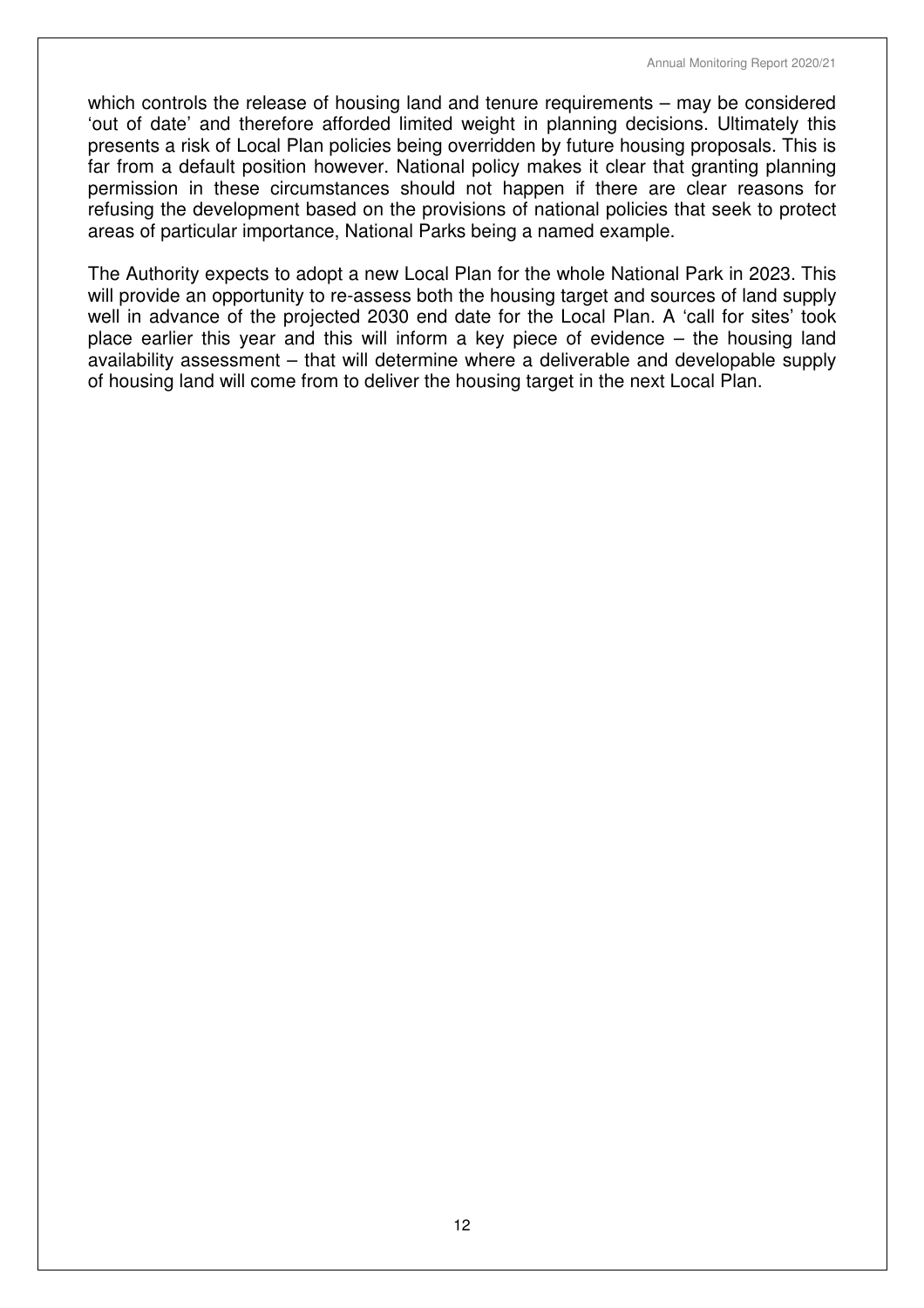which controls the release of housing land and tenure requirements – may be considered 'out of date' and therefore afforded limited weight in planning decisions. Ultimately this presents a risk of Local Plan policies being overridden by future housing proposals. This is far from a default position however. National policy makes it clear that granting planning permission in these circumstances should not happen if there are clear reasons for refusing the development based on the provisions of national policies that seek to protect areas of particular importance, National Parks being a named example.

The Authority expects to adopt a new Local Plan for the whole National Park in 2023. This will provide an opportunity to re-assess both the housing target and sources of land supply well in advance of the projected 2030 end date for the Local Plan. A 'call for sites' took place earlier this year and this will inform a key piece of evidence – the housing land availability assessment – that will determine where a deliverable and developable supply of housing land will come from to deliver the housing target in the next Local Plan.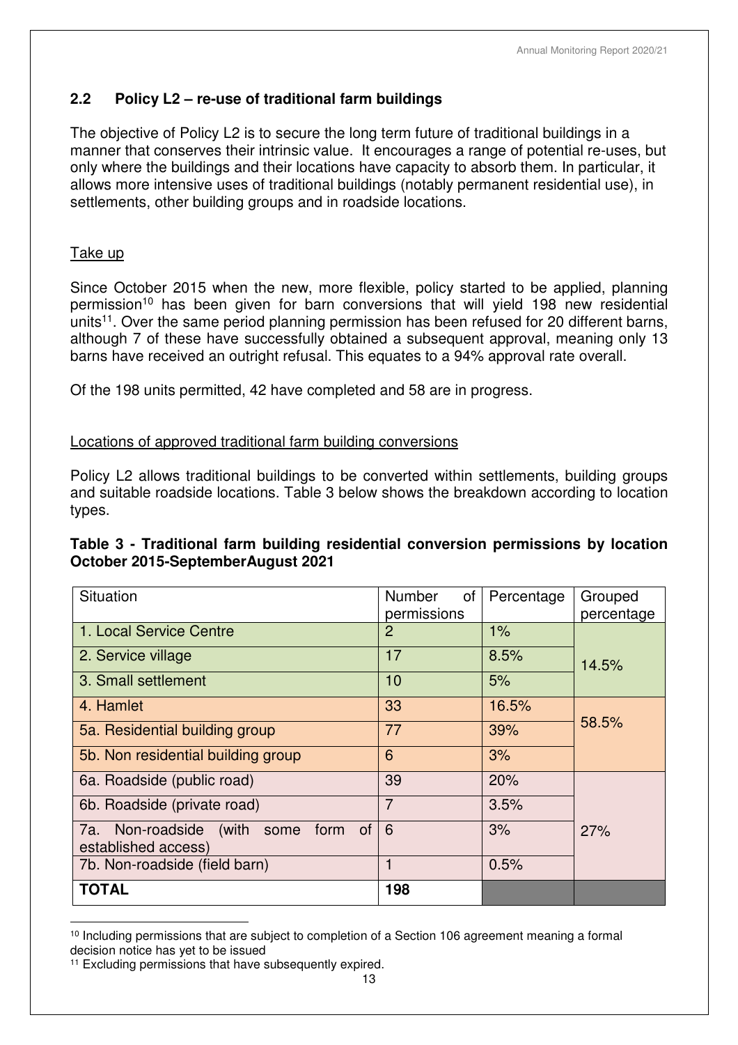## 2.2 Policy L2 – re-use of traditional farm buildings

The objective of Policy L2 is to secure the long term future of traditional buildings in a manner that conserves their intrinsic value. It encourages a range of potential re-uses, but only where the buildings and their locations have capacity to absorb them. In particular, it allows more intensive uses of traditional buildings (notably permanent residential use), in settlements, other building groups and in roadside locations.

Take up

Since October 2015 when the new, more flexible, policy started to be applied, planning permission[10] has been given for barn conversions that will yield 198 new residential units[11]. Over the same period planning permission has been refused for 20 different barns, although 7 of these have successfully obtained a subsequent approval, meaning only 13 barns have received an outright refusal. This equates to a 94% approval rate overall.

Of the 198 units permitted, 42 have completed and 58 are in progress.

Locations of approved traditional farm building conversions

Policy L2 allows traditional buildings to be converted within settlements, building groups and suitable roadside locations. Table 3 below shows the breakdown according to location types.

**Table 3 - Traditional farm building residential conversion permissions by location October 2015-SeptemberAugust 2021**

| Situation | Number of permissions | Percentage | Grouped percentage |
|---|---|---|---|
| 1. Local Service Centre | 2 | 1% | 14.5% |
| 2. Service village | 17 | 8.5% | |
| 3. Small settlement | 10 | 5% | |
| 4. Hamlet | 33 | 16.5% | 58.5% |
| 5a. Residential building group | 77 | 39% | |
| 5b. Non residential building group | 6 | 3% | |
| 6a. Roadside (public road) | 39 | 20% | 27% |
| 6b. Roadside (private road) | 7 | 3.5% | |
| 7a. Non-roadside (with some form of established access) | 6 | 3% | |
| 7b. Non-roadside (field barn) | 1 | 0.5% | |
| **TOTAL** | **198** | | |

[10] Including permissions that are subject to completion of a Section 106 agreement meaning a formal decision notice has yet to be issued

[11] Excluding permissions that have subsequently expired.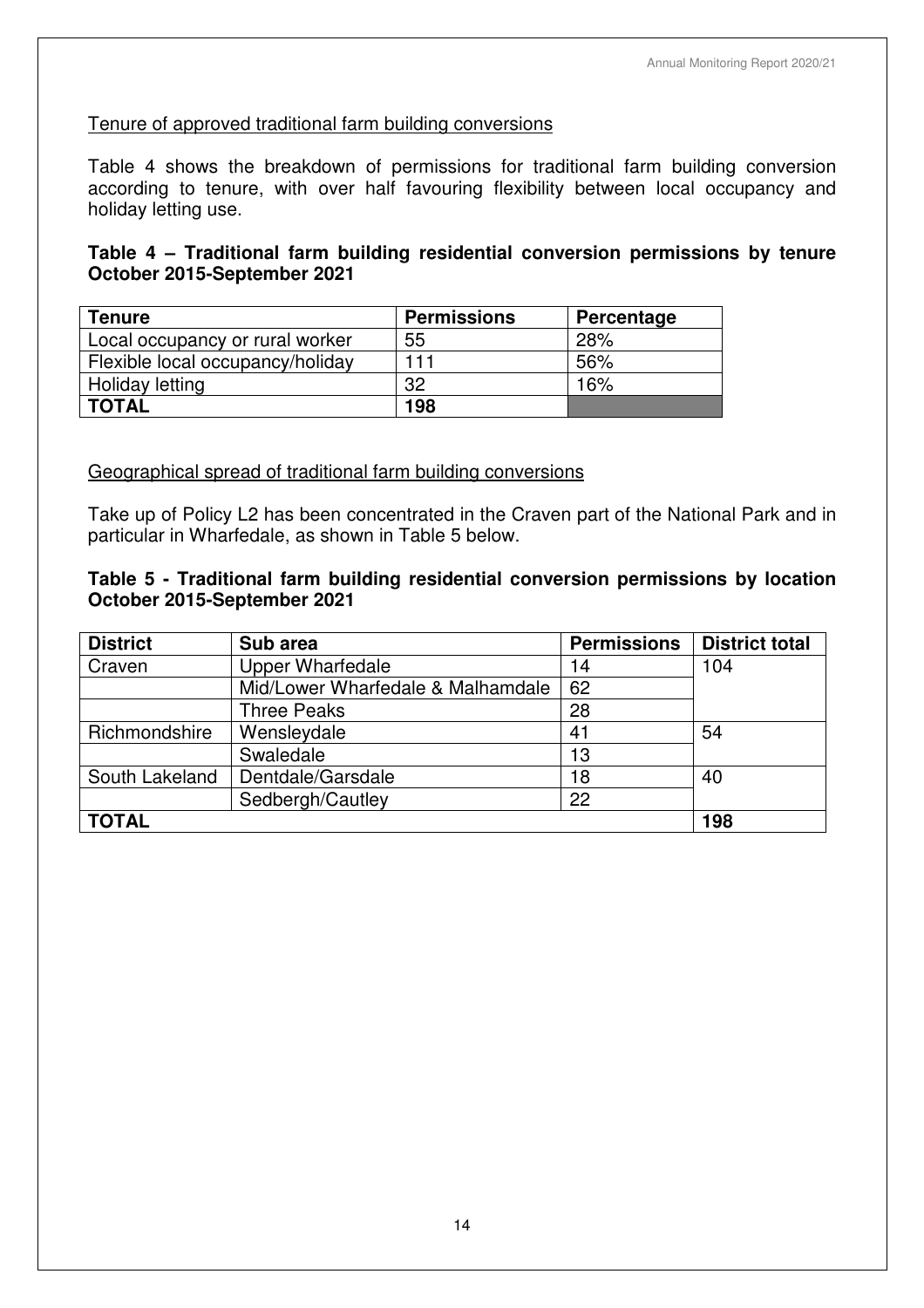Tenure of approved traditional farm building conversions

Table 4 shows the breakdown of permissions for traditional farm building conversion according to tenure, with over half favouring flexibility between local occupancy and holiday letting use.

**Table 4 – Traditional farm building residential conversion permissions by tenure October 2015-September 2021**

| Tenure | Permissions | Percentage |
|---|---|---|
| Local occupancy or rural worker | 55 | 28% |
| Flexible local occupancy/holiday | 111 | 56% |
| Holiday letting | 32 | 16% |
| **TOTAL** | **198** | |

Geographical spread of traditional farm building conversions

Take up of Policy L2 has been concentrated in the Craven part of the National Park and in particular in Wharfedale, as shown in Table 5 below.

**Table 5 - Traditional farm building residential conversion permissions by location October 2015-September 2021**

| District | Sub area | Permissions | District total |
|---|---|---|---|
| Craven | Upper Wharfedale | 14 | 104 |
| | Mid/Lower Wharfedale & Malhamdale | 62 | |
| | Three Peaks | 28 | |
| Richmondshire | Wensleydale | 41 | 54 |
| | Swaledale | 13 | |
| South Lakeland | Dentdale/Garsdale | 18 | 40 |
| | Sedbergh/Cautley | 22 | |
| **TOTAL** | | | **198** |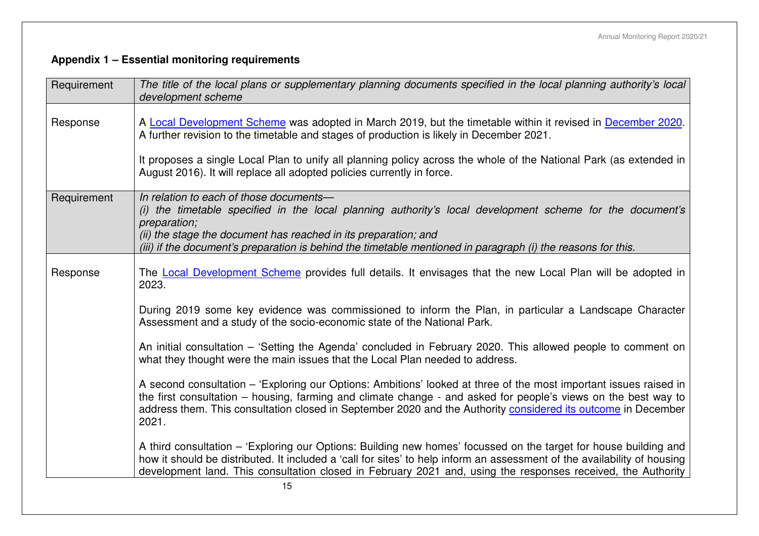## Appendix 1 – Essential monitoring requirements

| Requirement | *The title of the local plans or supplementary planning documents specified in the local planning authority's local development scheme* |
|---|---|
| Response | A Local Development Scheme was adopted in March 2019, but the timetable within it revised in December 2020. A further revision to the timetable and stages of production is likely in December 2021.<br><br>It proposes a single Local Plan to unify all planning policy across the whole of the National Park (as extended in August 2016). It will replace all adopted policies currently in force. |
| Requirement | *In relation to each of those documents—*<br>*(i) the timetable specified in the local planning authority's local development scheme for the document's preparation;*<br>*(ii) the stage the document has reached in its preparation; and*<br>*(iii) if the document's preparation is behind the timetable mentioned in paragraph (i) the reasons for this.* |
| Response | The Local Development Scheme provides full details. It envisages that the new Local Plan will be adopted in 2023.<br><br>During 2019 some key evidence was commissioned to inform the Plan, in particular a Landscape Character Assessment and a study of the socio-economic state of the National Park.<br><br>An initial consultation – 'Setting the Agenda' concluded in February 2020. This allowed people to comment on what they thought were the main issues that the Local Plan needed to address.<br><br>A second consultation – 'Exploring our Options: Ambitions' looked at three of the most important issues raised in the first consultation – housing, farming and climate change - and asked for people's views on the best way to address them. This consultation closed in September 2020 and the Authority considered its outcome in December 2021.<br><br>A third consultation – 'Exploring our Options: Building new homes' focussed on the target for house building and how it should be distributed. It included a 'call for sites' to help inform an assessment of the availability of housing development land. This consultation closed in February 2021 and, using the responses received, the Authority |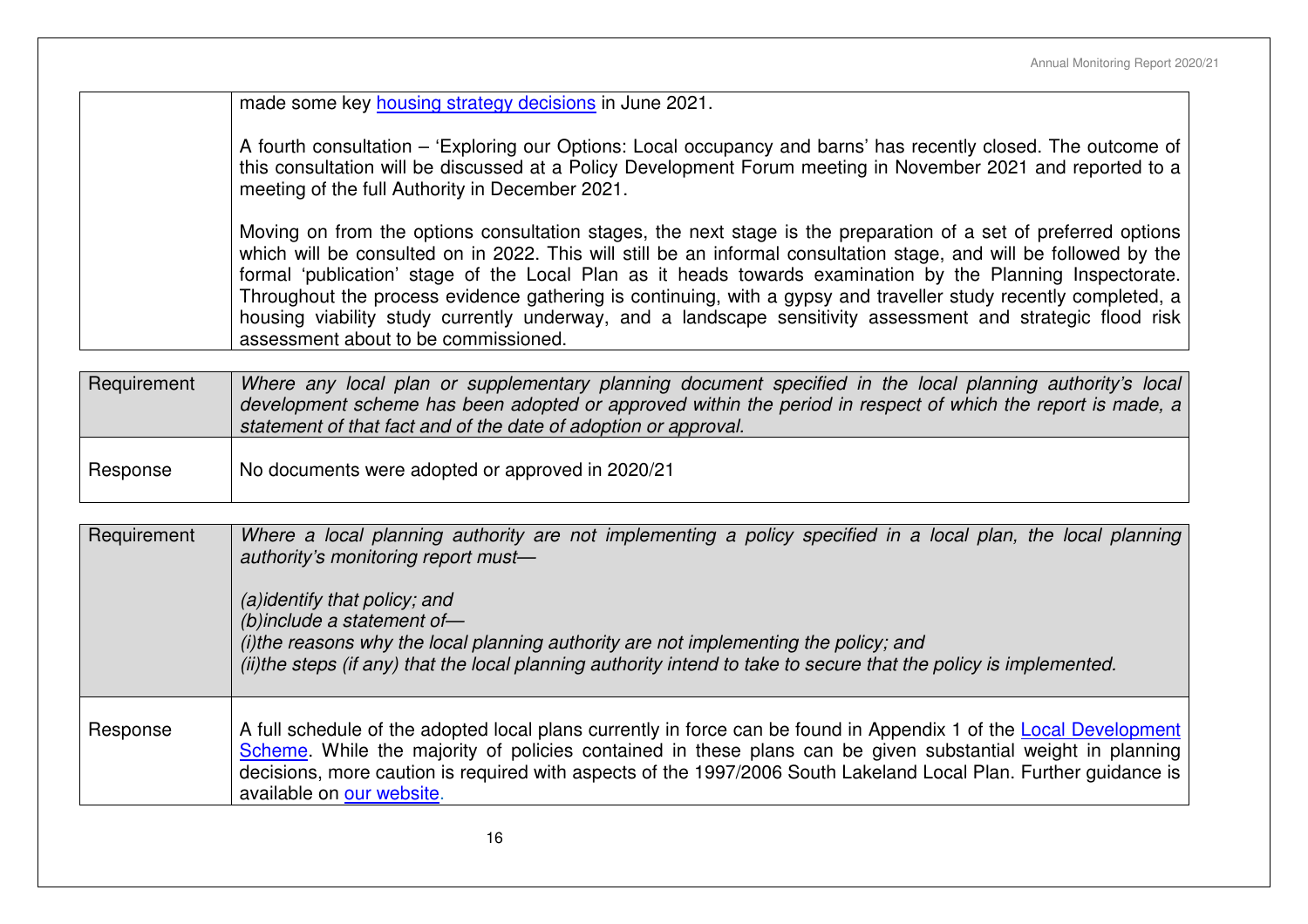| | |
|---|---|
| | made some key [housing strategy decisions](#) in June 2021.<br><br>A fourth consultation – 'Exploring our Options: Local occupancy and barns' has recently closed. The outcome of this consultation will be discussed at a Policy Development Forum meeting in November 2021 and reported to a meeting of the full Authority in December 2021.<br><br>Moving on from the options consultation stages, the next stage is the preparation of a set of preferred options which will be consulted on in 2022. This will still be an informal consultation stage, and will be followed by the formal 'publication' stage of the Local Plan as it heads towards examination by the Planning Inspectorate. Throughout the process evidence gathering is continuing, with a gypsy and traveller study recently completed, a housing viability study currently underway, and a landscape sensitivity assessment and strategic flood risk assessment about to be commissioned. |

| Requirement | *Where any local plan or supplementary planning document specified in the local planning authority's local development scheme has been adopted or approved within the period in respect of which the report is made, a statement of that fact and of the date of adoption or approval.* |
|---|---|
| Response | No documents were adopted or approved in 2020/21 |

| Requirement | *Where a local planning authority are not implementing a policy specified in a local plan, the local planning authority's monitoring report must—*<br><br>*(a)identify that policy; and*<br>*(b)include a statement of—*<br>*(i)the reasons why the local planning authority are not implementing the policy; and*<br>*(ii)the steps (if any) that the local planning authority intend to take to secure that the policy is implemented.* |
|---|---|
| Response | A full schedule of the adopted local plans currently in force can be found in Appendix 1 of the [Local Development Scheme](#). While the majority of policies contained in these plans can be given substantial weight in planning decisions, more caution is required with aspects of the 1997/2006 South Lakeland Local Plan. Further guidance is available on [our website](#). |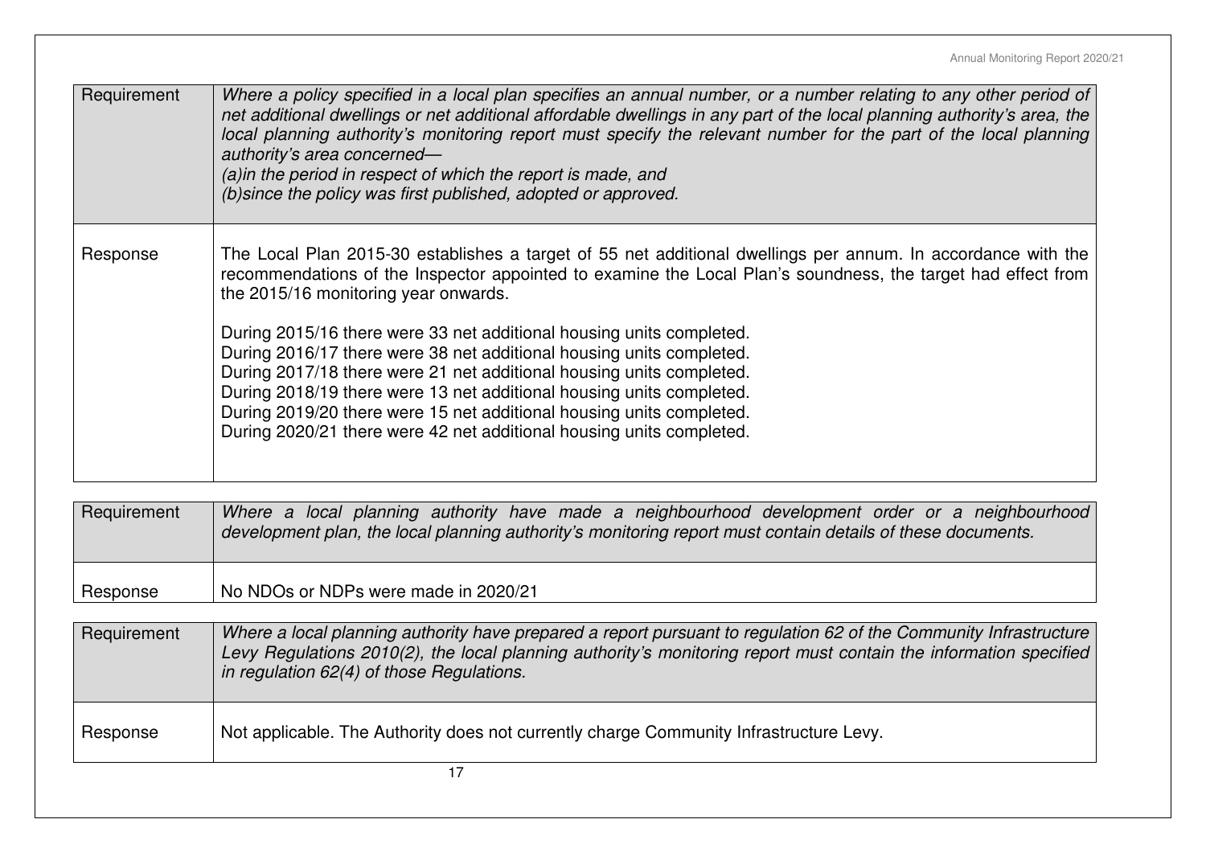| Requirement | *Where a policy specified in a local plan specifies an annual number, or a number relating to any other period of net additional dwellings or net additional affordable dwellings in any part of the local planning authority's area, the local planning authority's monitoring report must specify the relevant number for the part of the local planning authority's area concerned—*<br>*(a)in the period in respect of which the report is made, and*<br>*(b)since the policy was first published, adopted or approved.* |
|---|---|
| Response | The Local Plan 2015-30 establishes a target of 55 net additional dwellings per annum. In accordance with the recommendations of the Inspector appointed to examine the Local Plan's soundness, the target had effect from the 2015/16 monitoring year onwards.<br><br>During 2015/16 there were 33 net additional housing units completed.<br>During 2016/17 there were 38 net additional housing units completed.<br>During 2017/18 there were 21 net additional housing units completed.<br>During 2018/19 there were 13 net additional housing units completed.<br>During 2019/20 there were 15 net additional housing units completed.<br>During 2020/21 there were 42 net additional housing units completed. |

| Requirement | *Where a local planning authority have made a neighbourhood development order or a neighbourhood development plan, the local planning authority's monitoring report must contain details of these documents.* |
|---|---|
| Response | No NDOs or NDPs were made in 2020/21 |

| Requirement | *Where a local planning authority have prepared a report pursuant to regulation 62 of the Community Infrastructure Levy Regulations 2010(2), the local planning authority's monitoring report must contain the information specified in regulation 62(4) of those Regulations.* |
|---|---|
| Response | Not applicable. The Authority does not currently charge Community Infrastructure Levy. |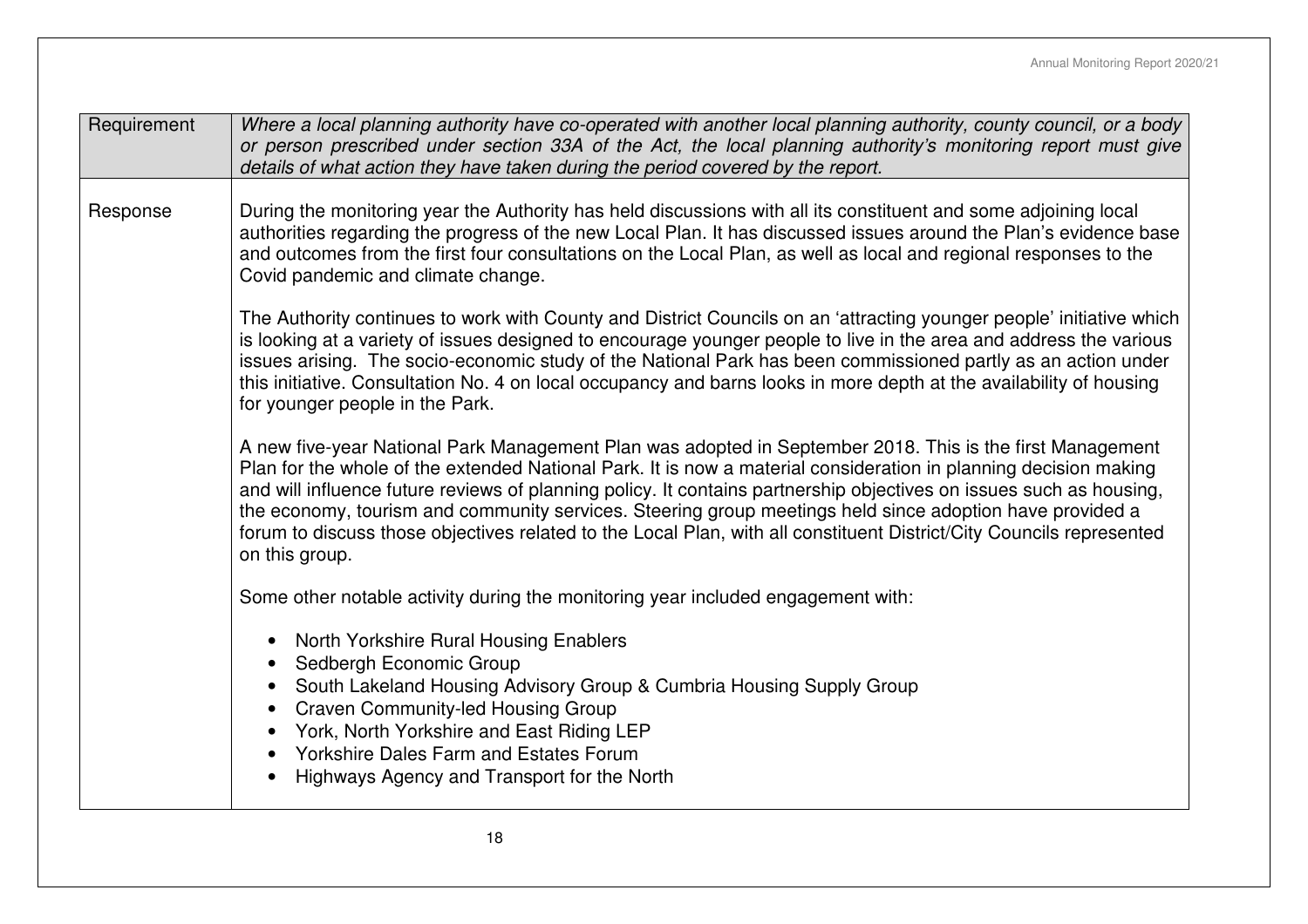| Requirement | *Where a local planning authority have co-operated with another local planning authority, county council, or a body or person prescribed under section 33A of the Act, the local planning authority's monitoring report must give details of what action they have taken during the period covered by the report.* |
|---|---|
| Response | During the monitoring year the Authority has held discussions with all its constituent and some adjoining local authorities regarding the progress of the new Local Plan. It has discussed issues around the Plan's evidence base and outcomes from the first four consultations on the Local Plan, as well as local and regional responses to the Covid pandemic and climate change.<br><br>The Authority continues to work with County and District Councils on an 'attracting younger people' initiative which is looking at a variety of issues designed to encourage younger people to live in the area and address the various issues arising. The socio-economic study of the National Park has been commissioned partly as an action under this initiative. Consultation No. 4 on local occupancy and barns looks in more depth at the availability of housing for younger people in the Park.<br><br>A new five-year National Park Management Plan was adopted in September 2018. This is the first Management Plan for the whole of the extended National Park. It is now a material consideration in planning decision making and will influence future reviews of planning policy. It contains partnership objectives on issues such as housing, the economy, tourism and community services. Steering group meetings held since adoption have provided a forum to discuss those objectives related to the Local Plan, with all constituent District/City Councils represented on this group.<br><br>Some other notable activity during the monitoring year included engagement with:<br><br>• North Yorkshire Rural Housing Enablers<br>• Sedbergh Economic Group<br>• South Lakeland Housing Advisory Group & Cumbria Housing Supply Group<br>• Craven Community-led Housing Group<br>• York, North Yorkshire and East Riding LEP<br>• Yorkshire Dales Farm and Estates Forum<br>• Highways Agency and Transport for the North |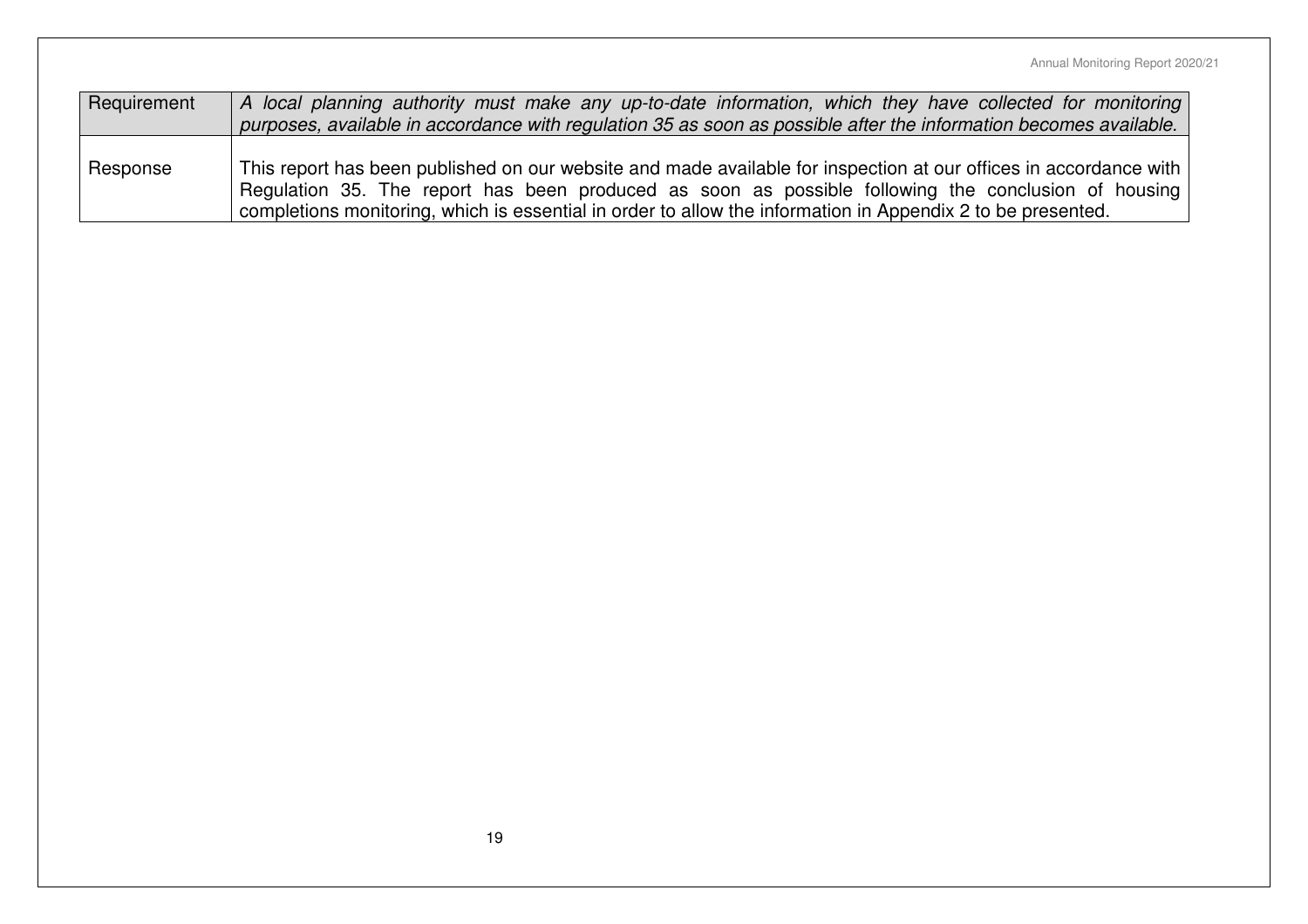| | |
|---|---|
| Requirement | *A local planning authority must make any up-to-date information, which they have collected for monitoring purposes, available in accordance with regulation 35 as soon as possible after the information becomes available.* |
| Response | This report has been published on our website and made available for inspection at our offices in accordance with Regulation 35. The report has been produced as soon as possible following the conclusion of housing completions monitoring, which is essential in order to allow the information in Appendix 2 to be presented. |